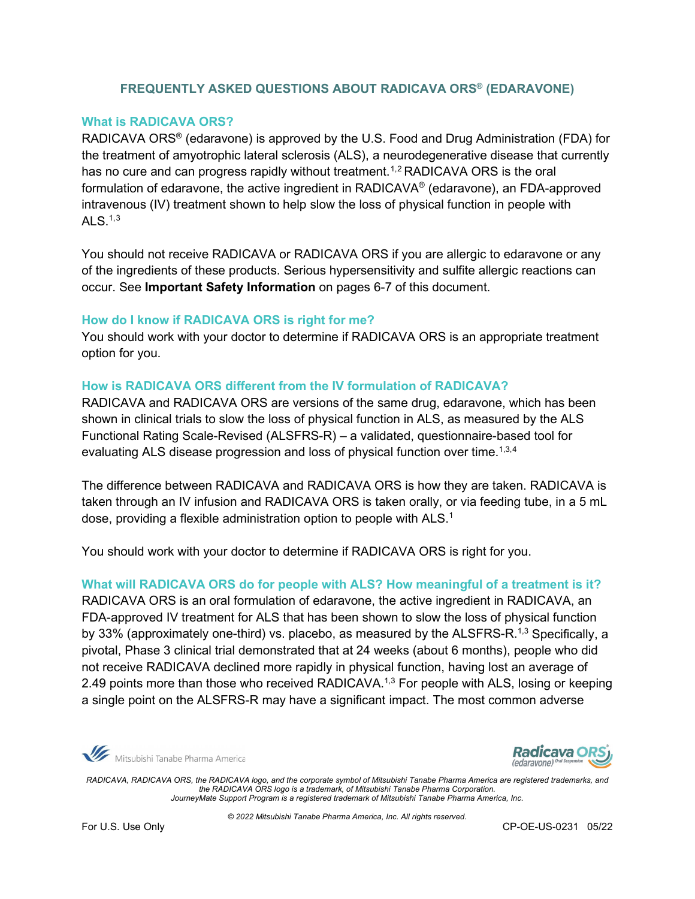# FREQUENTLY ASKED QUESTIONS ABOUT RADICAVA ORS® (EDARAVONE)

## What is RADICAVA ORS?

RADICAVA ORS® (edaravone) is approved by the U.S. Food and Drug Administration (FDA) for the treatment of amyotrophic lateral sclerosis (ALS), a neurodegenerative disease that currently has no cure and can progress rapidly without treatment.[1,2] RADICAVA ORS is the oral formulation of edaravone, the active ingredient in RADICAVA® (edaravone), an FDA-approved intravenous (IV) treatment shown to help slow the loss of physical function in people with ALS.[1,3]

You should not receive RADICAVA or RADICAVA ORS if you are allergic to edaravone or any of the ingredients of these products. Serious hypersensitivity and sulfite allergic reactions can occur. See **Important Safety Information** on pages 6-7 of this document.

## How do I know if RADICAVA ORS is right for me?

You should work with your doctor to determine if RADICAVA ORS is an appropriate treatment option for you.

## How is RADICAVA ORS different from the IV formulation of RADICAVA?

RADICAVA and RADICAVA ORS are versions of the same drug, edaravone, which has been shown in clinical trials to slow the loss of physical function in ALS, as measured by the ALS Functional Rating Scale-Revised (ALSFRS-R) – a validated, questionnaire-based tool for evaluating ALS disease progression and loss of physical function over time.[1,3,4]

The difference between RADICAVA and RADICAVA ORS is how they are taken. RADICAVA is taken through an IV infusion and RADICAVA ORS is taken orally, or via feeding tube, in a 5 mL dose, providing a flexible administration option to people with ALS.[1]

You should work with your doctor to determine if RADICAVA ORS is right for you.

## What will RADICAVA ORS do for people with ALS? How meaningful of a treatment is it?

RADICAVA ORS is an oral formulation of edaravone, the active ingredient in RADICAVA, an FDA-approved IV treatment for ALS that has been shown to slow the loss of physical function by 33% (approximately one-third) vs. placebo, as measured by the ALSFRS-R.[1,3] Specifically, a pivotal, Phase 3 clinical trial demonstrated that at 24 weeks (about 6 months), people who did not receive RADICAVA declined more rapidly in physical function, having lost an average of 2.49 points more than those who received RADICAVA.[1,3] For people with ALS, losing or keeping a single point on the ALSFRS-R may have a significant impact. The most common adverse

*RADICAVA, RADICAVA ORS, the RADICAVA logo, and the corporate symbol of Mitsubishi Tanabe Pharma America are registered trademarks, and the RADICAVA ORS logo is a trademark, of Mitsubishi Tanabe Pharma Corporation. JourneyMate Support Program is a registered trademark of Mitsubishi Tanabe Pharma America, Inc.*

*© 2022 Mitsubishi Tanabe Pharma America, Inc. All rights reserved.*

For U.S. Use Only

CP-OE-US-0231 05/22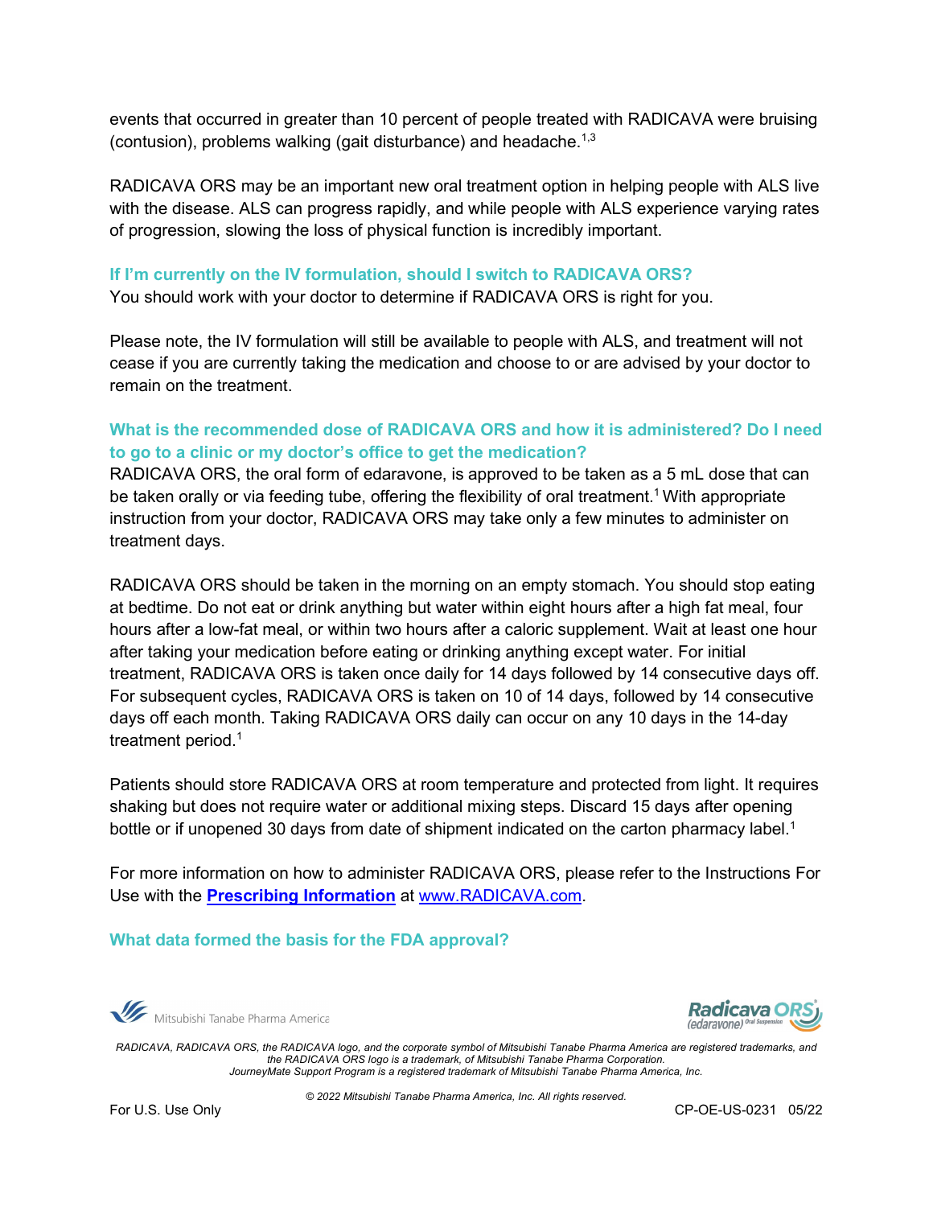events that occurred in greater than 10 percent of people treated with RADICAVA were bruising (contusion), problems walking (gait disturbance) and headache.[1,3]

RADICAVA ORS may be an important new oral treatment option in helping people with ALS live with the disease. ALS can progress rapidly, and while people with ALS experience varying rates of progression, slowing the loss of physical function is incredibly important.

**If I'm currently on the IV formulation, should I switch to RADICAVA ORS?**

You should work with your doctor to determine if RADICAVA ORS is right for you.

Please note, the IV formulation will still be available to people with ALS, and treatment will not cease if you are currently taking the medication and choose to or are advised by your doctor to remain on the treatment.

**What is the recommended dose of RADICAVA ORS and how it is administered? Do I need to go to a clinic or my doctor's office to get the medication?**

RADICAVA ORS, the oral form of edaravone, is approved to be taken as a 5 mL dose that can be taken orally or via feeding tube, offering the flexibility of oral treatment.[1] With appropriate instruction from your doctor, RADICAVA ORS may take only a few minutes to administer on treatment days.

RADICAVA ORS should be taken in the morning on an empty stomach. You should stop eating at bedtime. Do not eat or drink anything but water within eight hours after a high fat meal, four hours after a low-fat meal, or within two hours after a caloric supplement. Wait at least one hour after taking your medication before eating or drinking anything except water. For initial treatment, RADICAVA ORS is taken once daily for 14 days followed by 14 consecutive days off. For subsequent cycles, RADICAVA ORS is taken on 10 of 14 days, followed by 14 consecutive days off each month. Taking RADICAVA ORS daily can occur on any 10 days in the 14-day treatment period.[1]

Patients should store RADICAVA ORS at room temperature and protected from light. It requires shaking but does not require water or additional mixing steps. Discard 15 days after opening bottle or if unopened 30 days from date of shipment indicated on the carton pharmacy label.[1]

For more information on how to administer RADICAVA ORS, please refer to the Instructions For Use with the **Prescribing Information** at www.RADICAVA.com.

**What data formed the basis for the FDA approval?**

*RADICAVA, RADICAVA ORS, the RADICAVA logo, and the corporate symbol of Mitsubishi Tanabe Pharma America are registered trademarks, and the RADICAVA ORS logo is a trademark, of Mitsubishi Tanabe Pharma Corporation. JourneyMate Support Program is a registered trademark of Mitsubishi Tanabe Pharma America, Inc.*

*© 2022 Mitsubishi Tanabe Pharma America, Inc. All rights reserved.*

For U.S. Use Only CP-OE-US-0231 05/22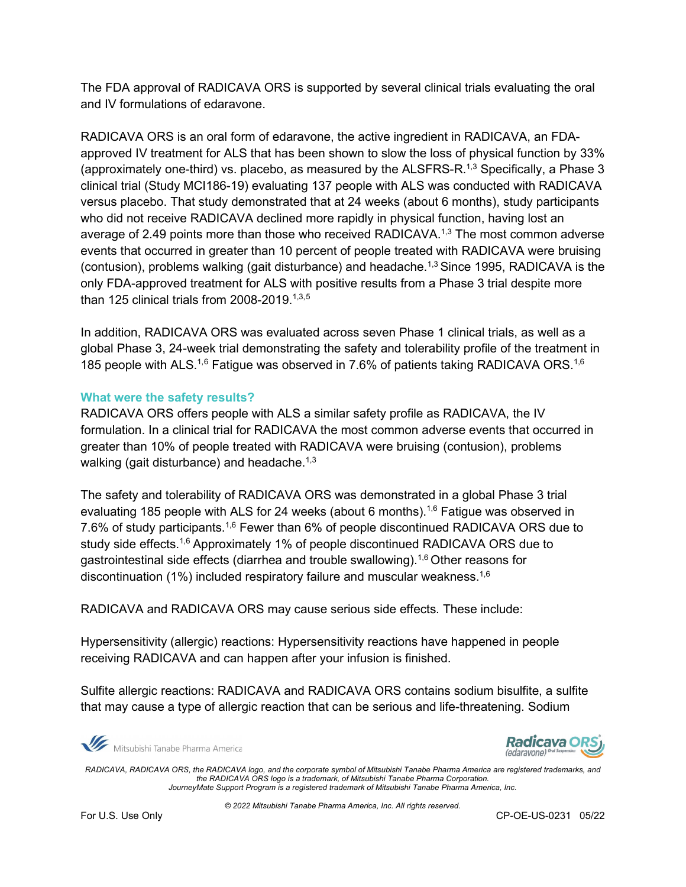The FDA approval of RADICAVA ORS is supported by several clinical trials evaluating the oral and IV formulations of edaravone.

RADICAVA ORS is an oral form of edaravone, the active ingredient in RADICAVA, an FDA-approved IV treatment for ALS that has been shown to slow the loss of physical function by 33% (approximately one-third) vs. placebo, as measured by the ALSFRS-R.[1,3] Specifically, a Phase 3 clinical trial (Study MCI186-19) evaluating 137 people with ALS was conducted with RADICAVA versus placebo. That study demonstrated that at 24 weeks (about 6 months), study participants who did not receive RADICAVA declined more rapidly in physical function, having lost an average of 2.49 points more than those who received RADICAVA.[1,3] The most common adverse events that occurred in greater than 10 percent of people treated with RADICAVA were bruising (contusion), problems walking (gait disturbance) and headache.[1,3] Since 1995, RADICAVA is the only FDA-approved treatment for ALS with positive results from a Phase 3 trial despite more than 125 clinical trials from 2008-2019.[1,3,5]

In addition, RADICAVA ORS was evaluated across seven Phase 1 clinical trials, as well as a global Phase 3, 24-week trial demonstrating the safety and tolerability profile of the treatment in 185 people with ALS.[1,6] Fatigue was observed in 7.6% of patients taking RADICAVA ORS.[1,6]

### What were the safety results?

RADICAVA ORS offers people with ALS a similar safety profile as RADICAVA, the IV formulation. In a clinical trial for RADICAVA the most common adverse events that occurred in greater than 10% of people treated with RADICAVA were bruising (contusion), problems walking (gait disturbance) and headache.[1,3]

The safety and tolerability of RADICAVA ORS was demonstrated in a global Phase 3 trial evaluating 185 people with ALS for 24 weeks (about 6 months).[1,6] Fatigue was observed in 7.6% of study participants.[1,6] Fewer than 6% of people discontinued RADICAVA ORS due to study side effects.[1,6] Approximately 1% of people discontinued RADICAVA ORS due to gastrointestinal side effects (diarrhea and trouble swallowing).[1,6] Other reasons for discontinuation (1%) included respiratory failure and muscular weakness.[1,6]

RADICAVA and RADICAVA ORS may cause serious side effects. These include:

Hypersensitivity (allergic) reactions: Hypersensitivity reactions have happened in people receiving RADICAVA and can happen after your infusion is finished.

Sulfite allergic reactions: RADICAVA and RADICAVA ORS contains sodium bisulfite, a sulfite that may cause a type of allergic reaction that can be serious and life-threatening. Sodium

*RADICAVA, RADICAVA ORS, the RADICAVA logo, and the corporate symbol of Mitsubishi Tanabe Pharma America are registered trademarks, and the RADICAVA ORS logo is a trademark, of Mitsubishi Tanabe Pharma Corporation. JourneyMate Support Program is a registered trademark of Mitsubishi Tanabe Pharma America, Inc.*

*© 2022 Mitsubishi Tanabe Pharma America, Inc. All rights reserved.*

For U.S. Use Only — CP-OE-US-0231 05/22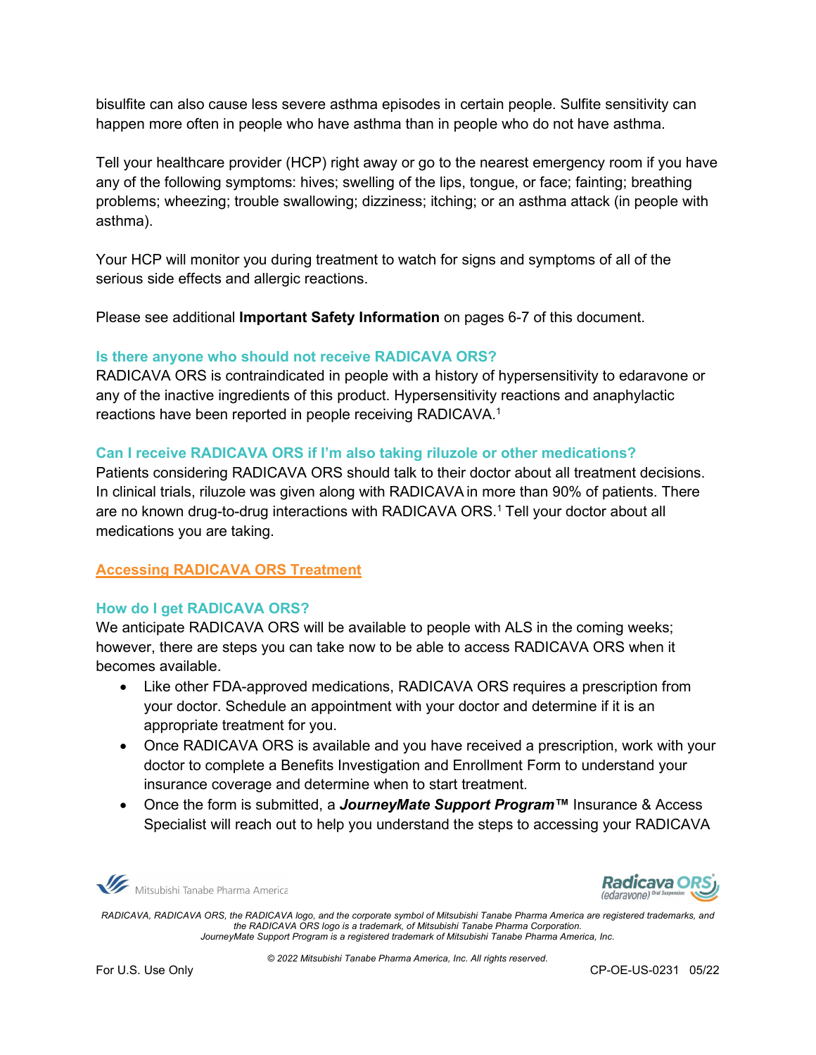bisulfite can also cause less severe asthma episodes in certain people. Sulfite sensitivity can happen more often in people who have asthma than in people who do not have asthma.

Tell your healthcare provider (HCP) right away or go to the nearest emergency room if you have any of the following symptoms: hives; swelling of the lips, tongue, or face; fainting; breathing problems; wheezing; trouble swallowing; dizziness; itching; or an asthma attack (in people with asthma).

Your HCP will monitor you during treatment to watch for signs and symptoms of all of the serious side effects and allergic reactions.

Please see additional **Important Safety Information** on pages 6-7 of this document.

### Is there anyone who should not receive RADICAVA ORS?

RADICAVA ORS is contraindicated in people with a history of hypersensitivity to edaravone or any of the inactive ingredients of this product. Hypersensitivity reactions and anaphylactic reactions have been reported in people receiving RADICAVA.[1]

### Can I receive RADICAVA ORS if I'm also taking riluzole or other medications?

Patients considering RADICAVA ORS should talk to their doctor about all treatment decisions. In clinical trials, riluzole was given along with RADICAVA in more than 90% of patients. There are no known drug-to-drug interactions with RADICAVA ORS.[1] Tell your doctor about all medications you are taking.

## Accessing RADICAVA ORS Treatment

### How do I get RADICAVA ORS?

We anticipate RADICAVA ORS will be available to people with ALS in the coming weeks; however, there are steps you can take now to be able to access RADICAVA ORS when it becomes available.

- Like other FDA-approved medications, RADICAVA ORS requires a prescription from your doctor. Schedule an appointment with your doctor and determine if it is an appropriate treatment for you.
- Once RADICAVA ORS is available and you have received a prescription, work with your doctor to complete a Benefits Investigation and Enrollment Form to understand your insurance coverage and determine when to start treatment.
- Once the form is submitted, a ***JourneyMate Support Program™*** Insurance & Access Specialist will reach out to help you understand the steps to accessing your RADICAVA

*RADICAVA, RADICAVA ORS, the RADICAVA logo, and the corporate symbol of Mitsubishi Tanabe Pharma America are registered trademarks, and the RADICAVA ORS logo is a trademark, of Mitsubishi Tanabe Pharma Corporation. JourneyMate Support Program is a registered trademark of Mitsubishi Tanabe Pharma America, Inc.*

*© 2022 Mitsubishi Tanabe Pharma America, Inc. All rights reserved.*

For U.S. Use Only CP-OE-US-0231 05/22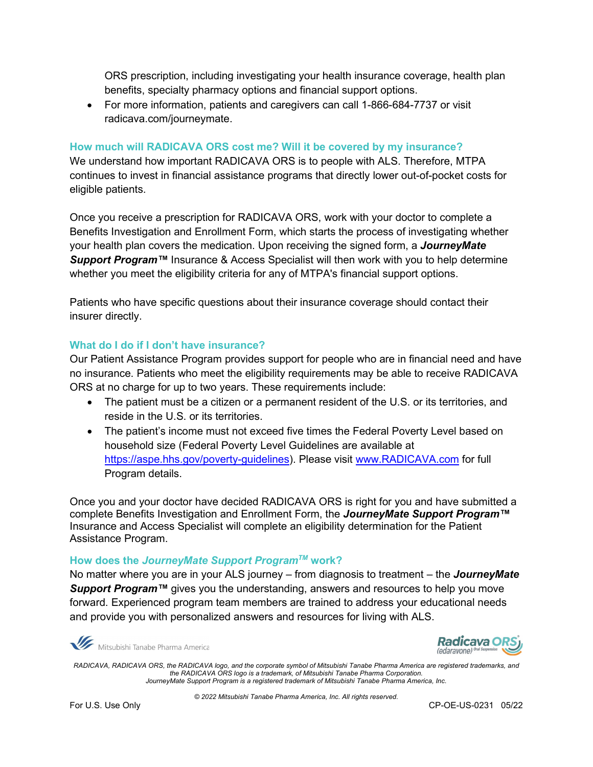ORS prescription, including investigating your health insurance coverage, health plan benefits, specialty pharmacy options and financial support options.

- For more information, patients and caregivers can call 1-866-684-7737 or visit radicava.com/journeymate.

### How much will RADICAVA ORS cost me? Will it be covered by my insurance?

We understand how important RADICAVA ORS is to people with ALS. Therefore, MTPA continues to invest in financial assistance programs that directly lower out-of-pocket costs for eligible patients.

Once you receive a prescription for RADICAVA ORS, work with your doctor to complete a Benefits Investigation and Enrollment Form, which starts the process of investigating whether your health plan covers the medication. Upon receiving the signed form, a ***JourneyMate Support Program™*** Insurance & Access Specialist will then work with you to help determine whether you meet the eligibility criteria for any of MTPA's financial support options.

Patients who have specific questions about their insurance coverage should contact their insurer directly.

### What do I do if I don't have insurance?

Our Patient Assistance Program provides support for people who are in financial need and have no insurance. Patients who meet the eligibility requirements may be able to receive RADICAVA ORS at no charge for up to two years. These requirements include:

- The patient must be a citizen or a permanent resident of the U.S. or its territories, and reside in the U.S. or its territories.
- The patient's income must not exceed five times the Federal Poverty Level based on household size (Federal Poverty Level Guidelines are available at https://aspe.hhs.gov/poverty-guidelines). Please visit www.RADICAVA.com for full Program details.

Once you and your doctor have decided RADICAVA ORS is right for you and have submitted a complete Benefits Investigation and Enrollment Form, the ***JourneyMate Support Program™*** Insurance and Access Specialist will complete an eligibility determination for the Patient Assistance Program.

### How does the *JourneyMate Support Program™* work?

No matter where you are in your ALS journey – from diagnosis to treatment – the ***JourneyMate Support Program™*** gives you the understanding, answers and resources to help you move forward. Experienced program team members are trained to address your educational needs and provide you with personalized answers and resources for living with ALS.

Mitsubishi Tanabe Pharma America

Radicava ORS (edaravone) Oral Suspension

*RADICAVA, RADICAVA ORS, the RADICAVA logo, and the corporate symbol of Mitsubishi Tanabe Pharma America are registered trademarks, and the RADICAVA ORS logo is a trademark, of Mitsubishi Tanabe Pharma Corporation. JourneyMate Support Program is a registered trademark of Mitsubishi Tanabe Pharma America, Inc.*

*© 2022 Mitsubishi Tanabe Pharma America, Inc. All rights reserved.*

For U.S. Use Only

CP-OE-US-0231 05/22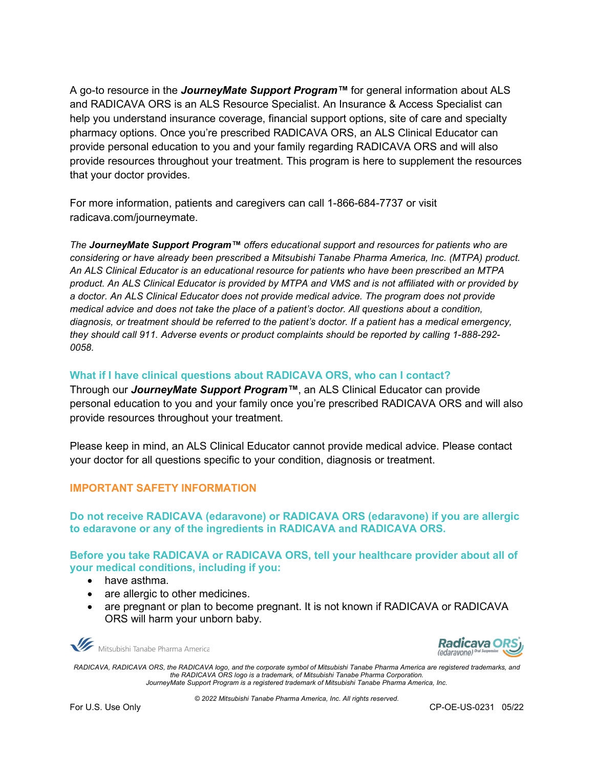A go-to resource in the ***JourneyMate Support Program™*** for general information about ALS and RADICAVA ORS is an ALS Resource Specialist. An Insurance & Access Specialist can help you understand insurance coverage, financial support options, site of care and specialty pharmacy options. Once you're prescribed RADICAVA ORS, an ALS Clinical Educator can provide personal education to you and your family regarding RADICAVA ORS and will also provide resources throughout your treatment. This program is here to supplement the resources that your doctor provides.

For more information, patients and caregivers can call 1-866-684-7737 or visit radicava.com/journeymate.

*The **JourneyMate Support Program™** offers educational support and resources for patients who are considering or have already been prescribed a Mitsubishi Tanabe Pharma America, Inc. (MTPA) product. An ALS Clinical Educator is an educational resource for patients who have been prescribed an MTPA product. An ALS Clinical Educator is provided by MTPA and VMS and is not affiliated with or provided by a doctor. An ALS Clinical Educator does not provide medical advice. The program does not provide medical advice and does not take the place of a patient's doctor. All questions about a condition, diagnosis, or treatment should be referred to the patient's doctor. If a patient has a medical emergency, they should call 911. Adverse events or product complaints should be reported by calling 1-888-292-0058.*

### What if I have clinical questions about RADICAVA ORS, who can I contact?

Through our ***JourneyMate Support Program™***, an ALS Clinical Educator can provide personal education to you and your family once you're prescribed RADICAVA ORS and will also provide resources throughout your treatment.

Please keep in mind, an ALS Clinical Educator cannot provide medical advice. Please contact your doctor for all questions specific to your condition, diagnosis or treatment.

## IMPORTANT SAFETY INFORMATION

**Do not receive RADICAVA (edaravone) or RADICAVA ORS (edaravone) if you are allergic to edaravone or any of the ingredients in RADICAVA and RADICAVA ORS.**

**Before you take RADICAVA or RADICAVA ORS, tell your healthcare provider about all of your medical conditions, including if you:**

- have asthma.
- are allergic to other medicines.
- are pregnant or plan to become pregnant. It is not known if RADICAVA or RADICAVA ORS will harm your unborn baby.

Mitsubishi Tanabe Pharma America

Radicava ORS (edaravone) Oral Suspension

*RADICAVA, RADICAVA ORS, the RADICAVA logo, and the corporate symbol of Mitsubishi Tanabe Pharma America are registered trademarks, and the RADICAVA ORS logo is a trademark, of Mitsubishi Tanabe Pharma Corporation. JourneyMate Support Program is a registered trademark of Mitsubishi Tanabe Pharma America, Inc.*

*© 2022 Mitsubishi Tanabe Pharma America, Inc. All rights reserved.*

For U.S. Use Only

CP-OE-US-0231 05/22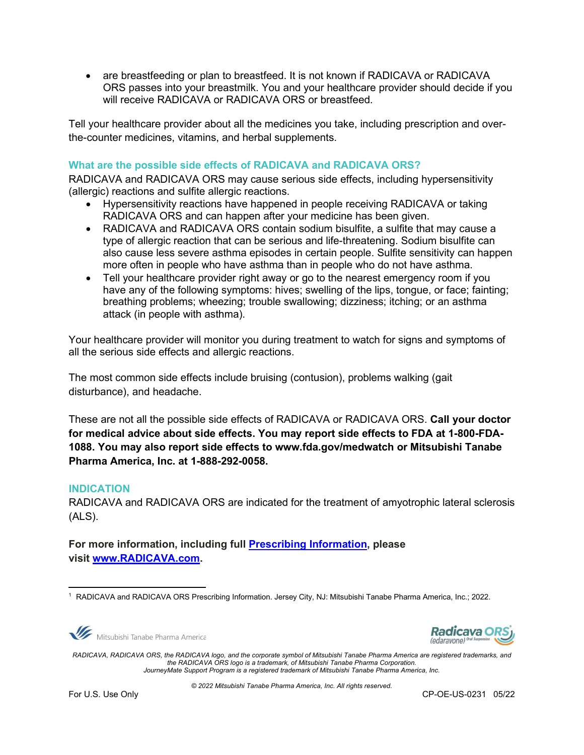- are breastfeeding or plan to breastfeed. It is not known if RADICAVA or RADICAVA ORS passes into your breastmilk. You and your healthcare provider should decide if you will receive RADICAVA or RADICAVA ORS or breastfeed.

Tell your healthcare provider about all the medicines you take, including prescription and over-the-counter medicines, vitamins, and herbal supplements.

### What are the possible side effects of RADICAVA and RADICAVA ORS?

RADICAVA and RADICAVA ORS may cause serious side effects, including hypersensitivity (allergic) reactions and sulfite allergic reactions.

- Hypersensitivity reactions have happened in people receiving RADICAVA or taking RADICAVA ORS and can happen after your medicine has been given.
- RADICAVA and RADICAVA ORS contain sodium bisulfite, a sulfite that may cause a type of allergic reaction that can be serious and life-threatening. Sodium bisulfite can also cause less severe asthma episodes in certain people. Sulfite sensitivity can happen more often in people who have asthma than in people who do not have asthma.
- Tell your healthcare provider right away or go to the nearest emergency room if you have any of the following symptoms: hives; swelling of the lips, tongue, or face; fainting; breathing problems; wheezing; trouble swallowing; dizziness; itching; or an asthma attack (in people with asthma).

Your healthcare provider will monitor you during treatment to watch for signs and symptoms of all the serious side effects and allergic reactions.

The most common side effects include bruising (contusion), problems walking (gait disturbance), and headache.

These are not all the possible side effects of RADICAVA or RADICAVA ORS. **Call your doctor for medical advice about side effects. You may report side effects to FDA at 1-800-FDA-1088. You may also report side effects to www.fda.gov/medwatch or Mitsubishi Tanabe Pharma America, Inc. at 1-888-292-0058.**

### INDICATION

RADICAVA and RADICAVA ORS are indicated for the treatment of amyotrophic lateral sclerosis (ALS).

**For more information, including full [Prescribing Information](Prescribing Information), please visit [www.RADICAVA.com](www.RADICAVA.com).**

[1] RADICAVA and RADICAVA ORS Prescribing Information. Jersey City, NJ: Mitsubishi Tanabe Pharma America, Inc.; 2022.

Mitsubishi Tanabe Pharma America

Radicava ORS (edaravone) Oral Suspension

*RADICAVA, RADICAVA ORS, the RADICAVA logo, and the corporate symbol of Mitsubishi Tanabe Pharma America are registered trademarks, and the RADICAVA ORS logo is a trademark, of Mitsubishi Tanabe Pharma Corporation. JourneyMate Support Program is a registered trademark of Mitsubishi Tanabe Pharma America, Inc.*

*© 2022 Mitsubishi Tanabe Pharma America, Inc. All rights reserved.*

For U.S. Use Only

CP-OE-US-0231 05/22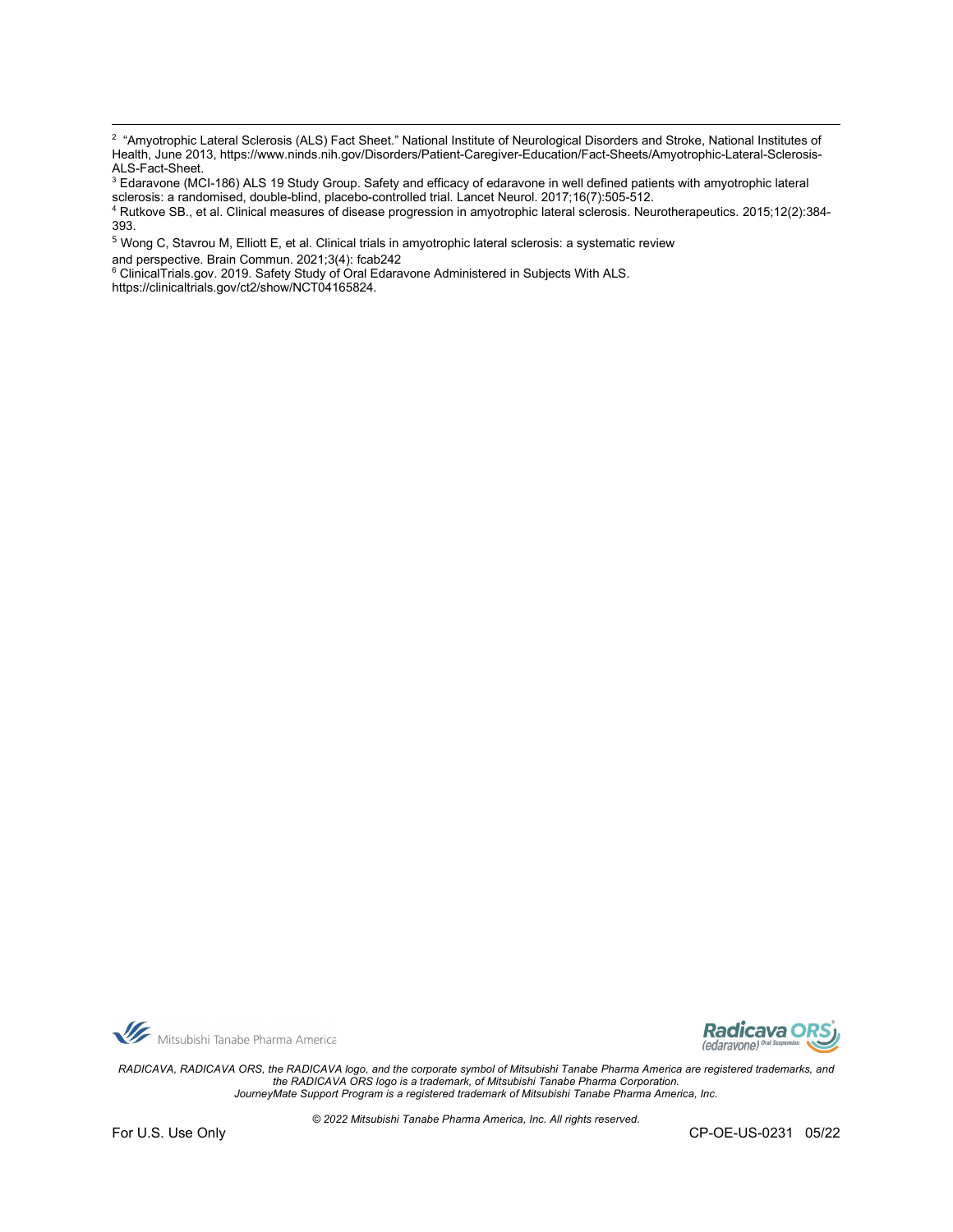[2] "Amyotrophic Lateral Sclerosis (ALS) Fact Sheet." National Institute of Neurological Disorders and Stroke, National Institutes of Health, June 2013, https://www.ninds.nih.gov/Disorders/Patient-Caregiver-Education/Fact-Sheets/Amyotrophic-Lateral-Sclerosis-ALS-Fact-Sheet.

[3] Edaravone (MCI-186) ALS 19 Study Group. Safety and efficacy of edaravone in well defined patients with amyotrophic lateral sclerosis: a randomised, double-blind, placebo-controlled trial. Lancet Neurol. 2017;16(7):505-512.

[4] Rutkove SB., et al. Clinical measures of disease progression in amyotrophic lateral sclerosis. Neurotherapeutics. 2015;12(2):384-393.

[5] Wong C, Stavrou M, Elliott E, et al. Clinical trials in amyotrophic lateral sclerosis: a systematic review and perspective. Brain Commun. 2021;3(4): fcab242

[6] ClinicalTrials.gov. 2019. Safety Study of Oral Edaravone Administered in Subjects With ALS. https://clinicaltrials.gov/ct2/show/NCT04165824.

Mitsubishi Tanabe Pharma America

Radicava ORS (edaravone) Oral Suspension

*RADICAVA, RADICAVA ORS, the RADICAVA logo, and the corporate symbol of Mitsubishi Tanabe Pharma America are registered trademarks, and the RADICAVA ORS logo is a trademark, of Mitsubishi Tanabe Pharma Corporation.*
*JourneyMate Support Program is a registered trademark of Mitsubishi Tanabe Pharma America, Inc.*

*© 2022 Mitsubishi Tanabe Pharma America, Inc. All rights reserved.*

For U.S. Use Only

CP-OE-US-0231 05/22